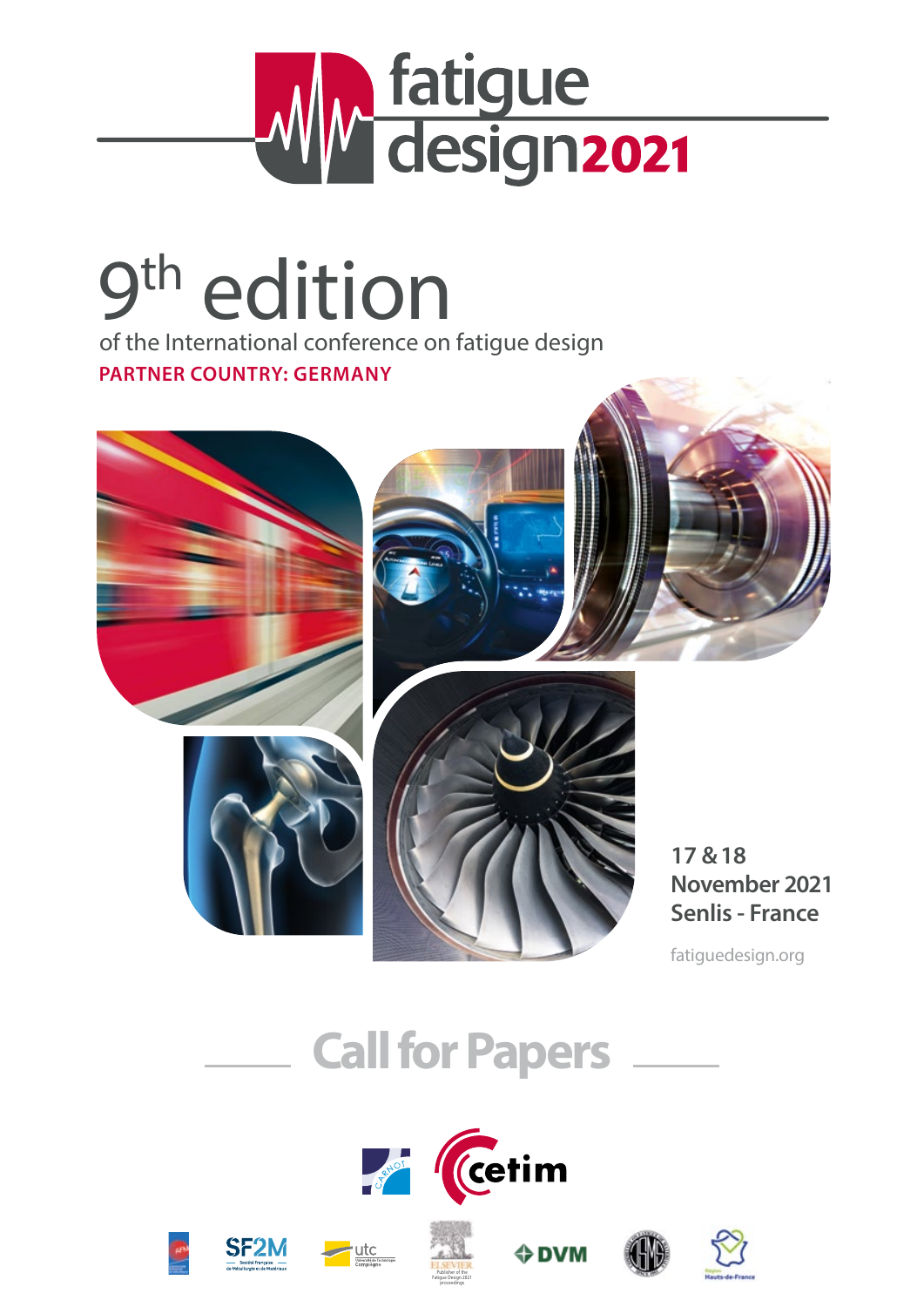# fatigue design2021

## 9th edition

of the International conference on fatigue design

**PARTNER COUNTRY: GERMANY**

**17 & 18 November 2021**
**Senlis - France**

fatiguedesign.org

## Call for Papers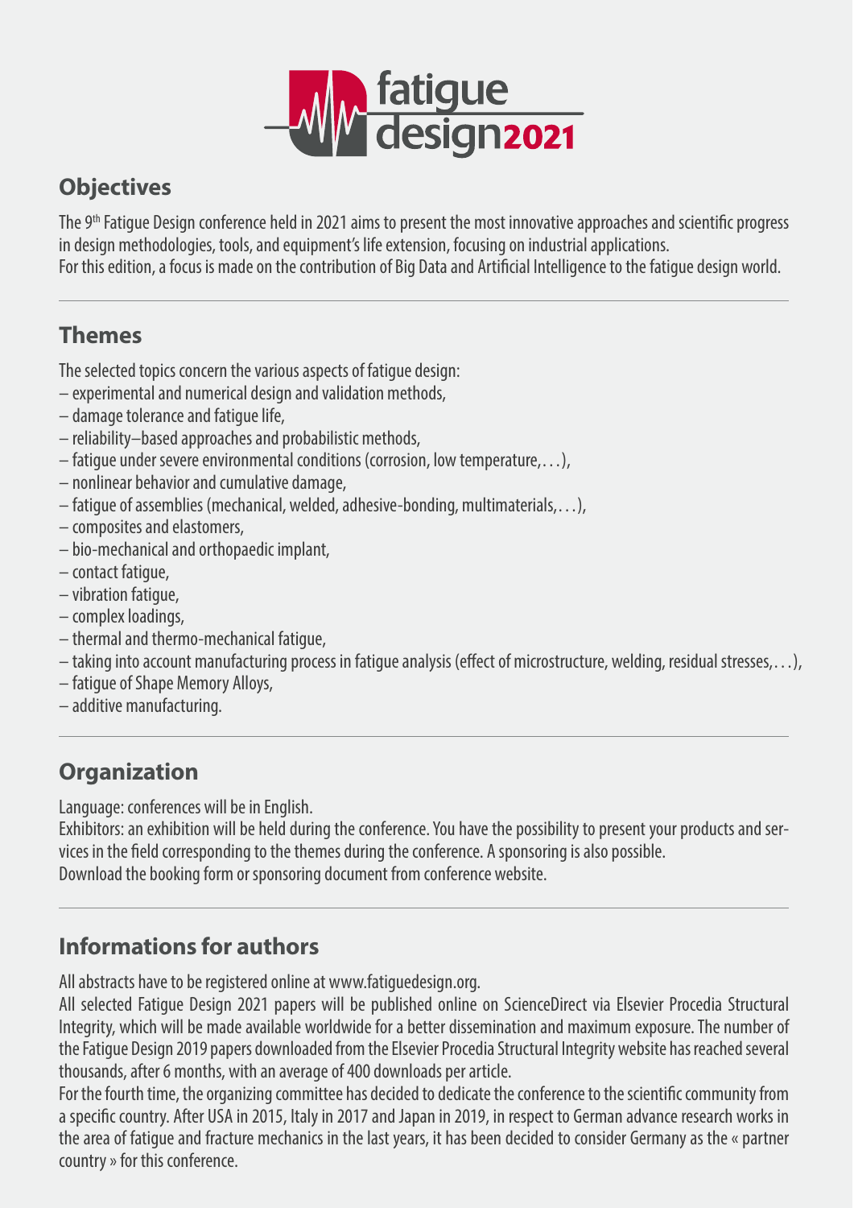fatigue design2021

## Objectives

The 9th Fatigue Design conference held in 2021 aims to present the most innovative approaches and scientific progress in design methodologies, tools, and equipment's life extension, focusing on industrial applications.
For this edition, a focus is made on the contribution of Big Data and Artificial Intelligence to the fatigue design world.

## Themes

The selected topics concern the various aspects of fatigue design:

– experimental and numerical design and validation methods,
– damage tolerance and fatigue life,
– reliability–based approaches and probabilistic methods,
– fatigue under severe environmental conditions (corrosion, low temperature,…),
– nonlinear behavior and cumulative damage,
– fatigue of assemblies (mechanical, welded, adhesive-bonding, multimaterials,…),
– composites and elastomers,
– bio-mechanical and orthopaedic implant,
– contact fatigue,
– vibration fatigue,
– complex loadings,
– thermal and thermo-mechanical fatigue,
– taking into account manufacturing process in fatigue analysis (effect of microstructure, welding, residual stresses,…),
– fatigue of Shape Memory Alloys,
– additive manufacturing.

## Organization

Language: conferences will be in English.
Exhibitors: an exhibition will be held during the conference. You have the possibility to present your products and services in the field corresponding to the themes during the conference. A sponsoring is also possible.
Download the booking form or sponsoring document from conference website.

## Informations for authors

All abstracts have to be registered online at www.fatiguedesign.org.
All selected Fatigue Design 2021 papers will be published online on ScienceDirect via Elsevier Procedia Structural Integrity, which will be made available worldwide for a better dissemination and maximum exposure. The number of the Fatigue Design 2019 papers downloaded from the Elsevier Procedia Structural Integrity website has reached several thousands, after 6 months, with an average of 400 downloads per article.
For the fourth time, the organizing committee has decided to dedicate the conference to the scientific community from a specific country. After USA in 2015, Italy in 2017 and Japan in 2019, in respect to German advance research works in the area of fatigue and fracture mechanics in the last years, it has been decided to consider Germany as the « partner country » for this conference.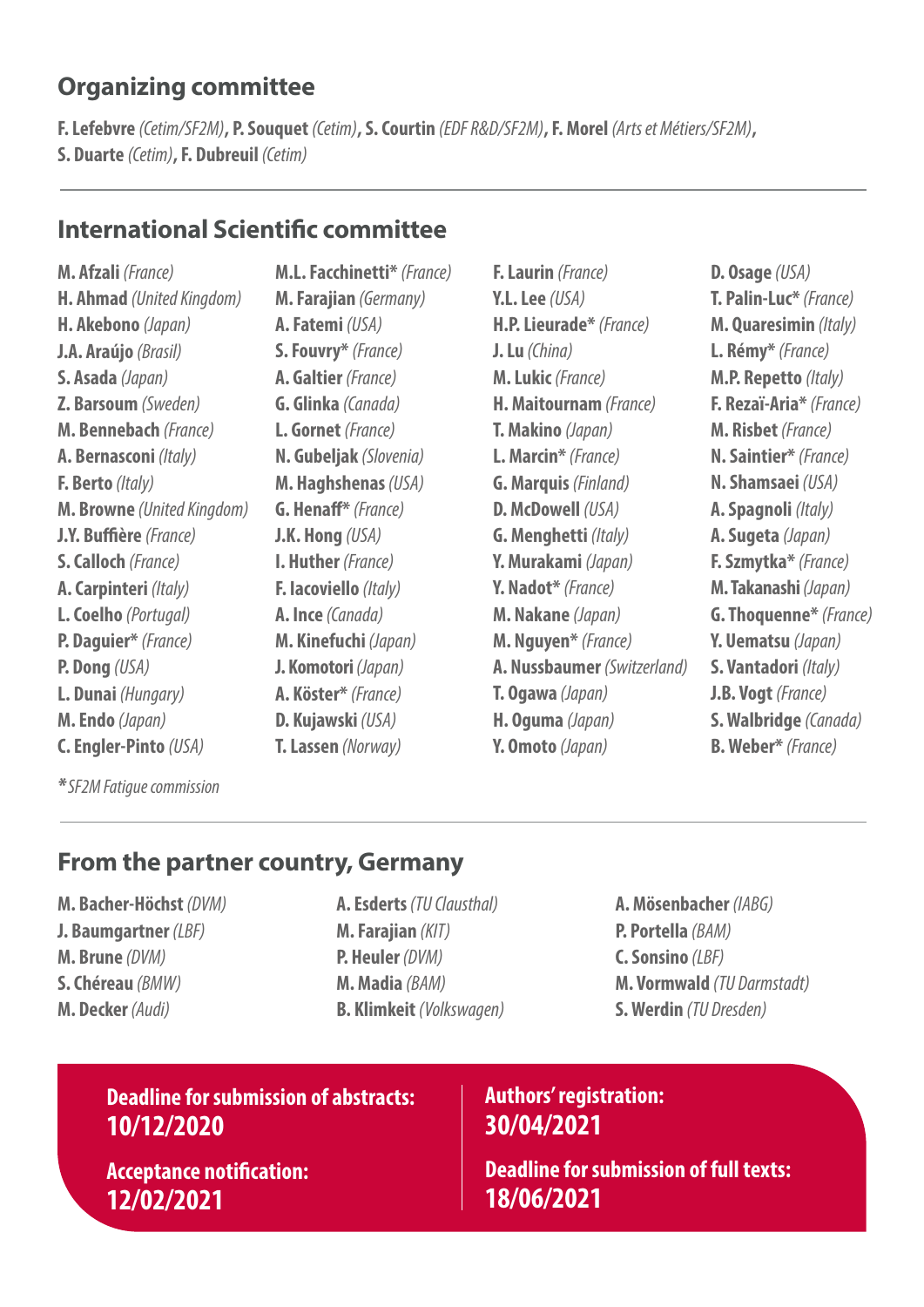## Organizing committee

**F. Lefebvre** *(Cetim/SF2M)*, **P. Souquet** *(Cetim)*, **S. Courtin** *(EDF R&D/SF2M)*, **F. Morel** *(Arts et Métiers/SF2M)*, **S. Duarte** *(Cetim)*, **F. Dubreuil** *(Cetim)*

## International Scientific committee

**M. Afzali** *(France)*
**H. Ahmad** *(United Kingdom)*
**H. Akebono** *(Japan)*
**J.A. Araújo** *(Brasil)*
**S. Asada** *(Japan)*
**Z. Barsoum** *(Sweden)*
**M. Bennebach** *(France)*
**A. Bernasconi** *(Italy)*
**F. Berto** *(Italy)*
**M. Browne** *(United Kingdom)*
**J.Y. Buffière** *(France)*
**S. Calloch** *(France)*
**A. Carpinteri** *(Italy)*
**L. Coelho** *(Portugal)*
**P. Daguier*** *(France)*
**P. Dong** *(USA)*
**L. Dunai** *(Hungary)*
**M. Endo** *(Japan)*
**C. Engler-Pinto** *(USA)*
**M.L. Facchinetti*** *(France)*
**M. Farajian** *(Germany)*
**A. Fatemi** *(USA)*
**S. Fouvry*** *(France)*
**A. Galtier** *(France)*
**G. Glinka** *(Canada)*
**L. Gornet** *(France)*
**N. Gubeljak** *(Slovenia)*
**M. Haghshenas** *(USA)*
**G. Henaff*** *(France)*
**J.K. Hong** *(USA)*
**I. Huther** *(France)*
**F. Iacoviello** *(Italy)*
**A. Ince** *(Canada)*
**M. Kinefuchi** *(Japan)*
**J. Komotori** *(Japan)*
**A. Köster*** *(France)*
**D. Kujawski** *(USA)*
**T. Lassen** *(Norway)*
**F. Laurin** *(France)*
**Y.L. Lee** *(USA)*
**H.P. Lieurade*** *(France)*
**J. Lu** *(China)*
**M. Lukic** *(France)*
**H. Maitournam** *(France)*
**T. Makino** *(Japan)*
**L. Marcin*** *(France)*
**G. Marquis** *(Finland)*
**D. McDowell** *(USA)*
**G. Menghetti** *(Italy)*
**Y. Murakami** *(Japan)*
**Y. Nadot*** *(France)*
**M. Nakane** *(Japan)*
**M. Nguyen*** *(France)*
**A. Nussbaumer** *(Switzerland)*
**T. Ogawa** *(Japan)*
**H. Oguma** *(Japan)*
**Y. Omoto** *(Japan)*
**D. Osage** *(USA)*
**T. Palin-Luc*** *(France)*
**M. Quaresimin** *(Italy)*
**L. Rémy*** *(France)*
**M.P. Repetto** *(Italy)*
**F. Rezaï-Aria*** *(France)*
**M. Risbet** *(France)*
**N. Saintier*** *(France)*
**N. Shamsaei** *(USA)*
**A. Spagnoli** *(Italy)*
**A. Sugeta** *(Japan)*
**F. Szmytka*** *(France)*
**M. Takanashi** *(Japan)*
**G. Thoquenne*** *(France)*
**Y. Uematsu** *(Japan)*
**S. Vantadori** *(Italy)*
**J.B. Vogt** *(France)*
**S. Walbridge** *(Canada)*
**B. Weber*** *(France)*

*\*SF2M Fatigue commission*

## From the partner country, Germany

**M. Bacher-Höchst** *(DVM)*
**J. Baumgartner** *(LBF)*
**M. Brune** *(DVM)*
**S. Chéreau** *(BMW)*
**M. Decker** *(Audi)*
**A. Esderts** *(TU Clausthal)*
**M. Farajian** *(KIT)*
**P. Heuler** *(DVM)*
**M. Madia** *(BAM)*
**B. Klimkeit** *(Volkswagen)*
**A. Mösenbacher** *(IABG)*
**P. Portella** *(BAM)*
**C. Sonsino** *(LBF)*
**M. Vormwald** *(TU Darmstadt)*
**S. Werdin** *(TU Dresden)*

**Deadline for submission of abstracts:**
**10/12/2020**

**Acceptance notification:**
**12/02/2021**

**Authors' registration:**
**30/04/2021**

**Deadline for submission of full texts:**
**18/06/2021**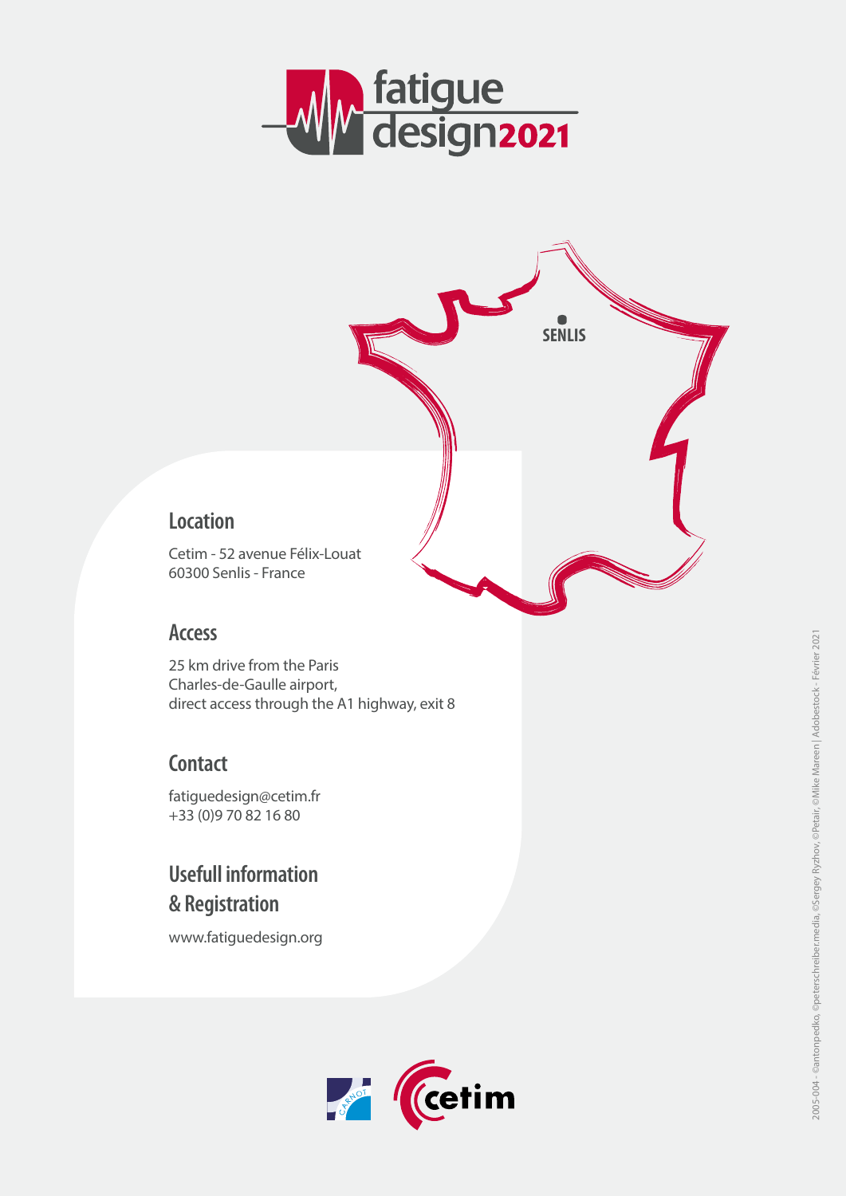fatigue design2021

SENLIS

## Location

Cetim - 52 avenue Félix-Louat
60300 Senlis - France

## Access

25 km drive from the Paris
Charles-de-Gaulle airport,
direct access through the A1 highway, exit 8

## Contact

fatiguedesign@cetim.fr
+33 (0)9 70 82 16 80

## Usefull information & Registration

www.fatiguedesign.org

CARNOT cetim

2005-004 - ©antonpedko, ©peterschreibermedia, ©Sergey Ryzhov, ©Petair, ©Mike Mareen | Adobestock - Février 2021